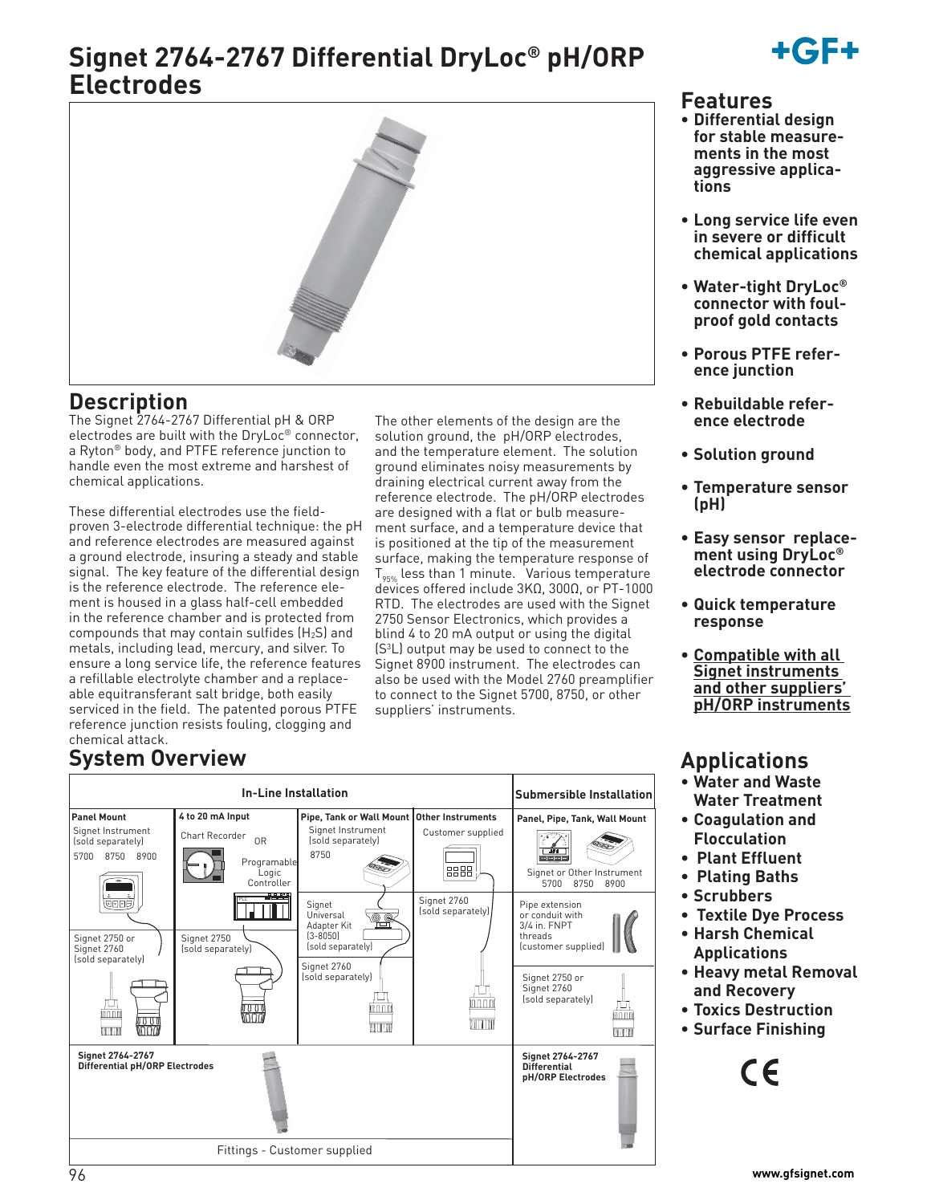# Signet 2764-2767 Differential DryLoc® pH/ORP Electrodes

## Description

The Signet 2764-2767 Differential pH & ORP electrodes are built with the DryLoc® connector, a Ryton® body, and PTFE reference junction to handle even the most extreme and harshest of chemical applications.

These differential electrodes use the field-proven 3-electrode differential technique: the pH and reference electrodes are measured against a ground electrode, insuring a steady and stable signal. The key feature of the differential design is the reference electrode. The reference element is housed in a glass half-cell embedded in the reference chamber and is protected from compounds that may contain sulfides ($H_2S$) and metals, including lead, mercury, and silver. To ensure a long service life, the reference features a refillable electrolyte chamber and a replaceable equitransferant salt bridge, both easily serviced in the field. The patented porous PTFE reference junction resists fouling, clogging and chemical attack.

The other elements of the design are the solution ground, the pH/ORP electrodes, and the temperature element. The solution ground eliminates noisy measurements by draining electrical current away from the reference electrode. The pH/ORP electrodes are designed with a flat or bulb measurement surface, and a temperature device that is positioned at the tip of the measurement surface, making the temperature response of $T_{95\%}$ less than 1 minute. Various temperature devices offered include 3KΩ, 300Ω, or PT-1000 RTD. The electrodes are used with the Signet 2750 Sensor Electronics, which provides a blind 4 to 20 mA output or using the digital ($S^3L$) output may be used to connect to the Signet 8900 instrument. The electrodes can also be used with the Model 2760 preamplifier to connect to the Signet 5700, 8750, or other suppliers' instruments.

## Features

- **Differential design for stable measurements in the most aggressive applications**
- **Long service life even in severe or difficult chemical applications**
- **Water-tight DryLoc® connector with foul-proof gold contacts**
- **Porous PTFE reference junction**
- **Rebuildable reference electrode**
- **Solution ground**
- **Temperature sensor (pH)**
- **Easy sensor replacement using DryLoc® electrode connector**
- **Quick temperature response**
- **Compatible with all Signet instruments and other suppliers' pH/ORP instruments**

## Applications

- Water and Waste Water Treatment
- Coagulation and Flocculation
- Plant Effluent
- Plating Baths
- Scrubbers
- Textile Dye Process
- Harsh Chemical Applications
- Heavy metal Removal and Recovery
- Toxics Destruction
- Surface Finishing

## System Overview

| In-Line Installation | | | | Submersible Installation |
|---|---|---|---|---|
| **Panel Mount** | **4 to 20 mA Input** | **Pipe, Tank or Wall Mount** | **Other Instruments** | **Panel, Pipe, Tank, Wall Mount** |
| Signet Instrument (sold separately) 5700 8750 8900 | Chart Recorder OR Programable Logic Controller | Signet Instrument (sold separately) 8750 | Customer supplied | Signet or Other Instrument 5700 8750 8900 |
| Signet 2750 or Signet 2760 (sold separately) | Signet 2750 (sold separately) | Signet Universal Adapter Kit (3-8050) (sold separately); Signet 2760 (sold separately) | Signet 2760 (sold separately) | Pipe extension or conduit with 3/4 in. FNPT threads (customer supplied); Signet 2750 or Signet 2760 (sold separately) |
| **Signet 2764-2767 Differential pH/ORP Electrodes** | | | | **Signet 2764-2767 Differential pH/ORP Electrodes** |
| Fittings - Customer supplied | | | | |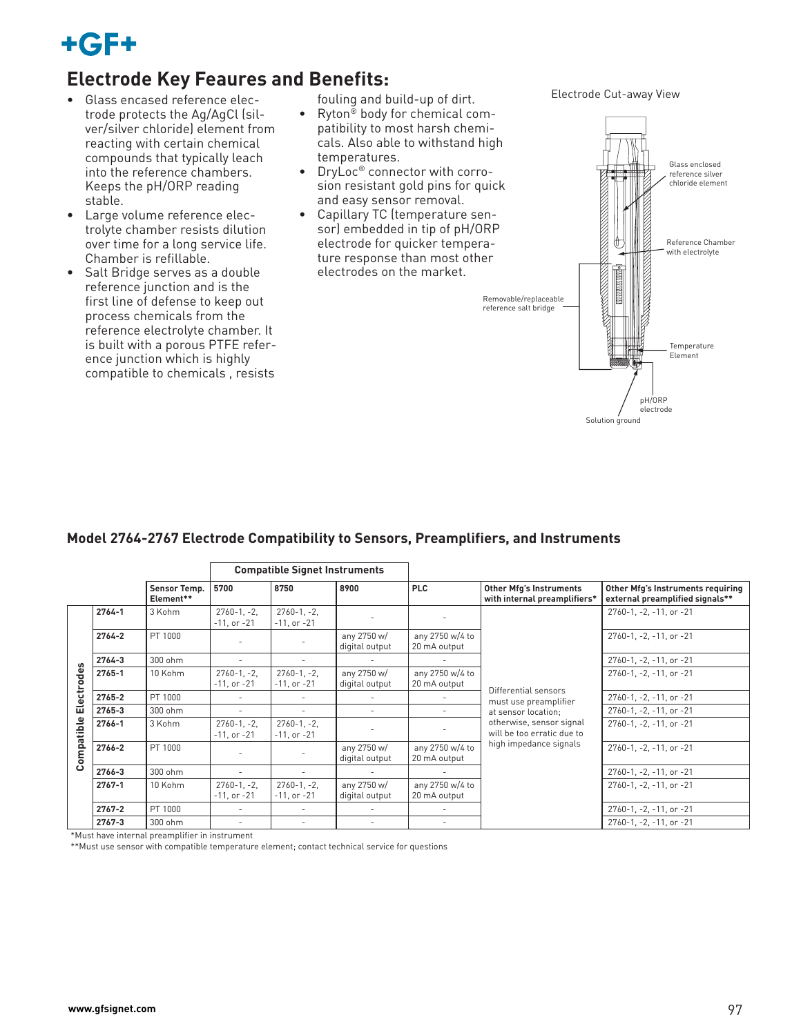## Electrode Key Feaures and Benefits:

- Glass encased reference electrode protects the Ag/AgCl (silver/silver chloride) element from reacting with certain chemical compounds that typically leach into the reference chambers. Keeps the pH/ORP reading stable.
- Large volume reference electrolyte chamber resists dilution over time for a long service life. Chamber is refillable.
- Salt Bridge serves as a double reference junction and is the first line of defense to keep out process chemicals from the reference electrolyte chamber. It is built with a porous PTFE reference junction which is highly compatible to chemicals , resists fouling and build-up of dirt.
- Ryton® body for chemical compatibility to most harsh chemicals. Also able to withstand high temperatures.
- DryLoc® connector with corrosion resistant gold pins for quick and easy sensor removal.
- Capillary TC (temperature sensor) embedded in tip of pH/ORP electrode for quicker temperature response than most other electrodes on the market.

Electrode Cut-away View

Glass enclosed reference silver chloride element

Reference Chamber with electrolyte

Removable/replaceable reference salt bridge

Temperature Element

pH/ORP electrode

Solution ground

### Model 2764-2767 Electrode Compatibility to Sensors, Preamplifiers, and Instruments

| | | | Compatible Signet Instruments | | | | | |
|---|---|---|---|---|---|---|---|---|
| | | Sensor Temp. Element** | 5700 | 8750 | 8900 | PLC | Other Mfg's Instruments with internal preamplifiers* | Other Mfg's Instruments requiring external preamplified signals** |
| Compatible Electrodes | 2764-1 | 3 Kohm | 2760-1, -2, -11, or -21 | 2760-1, -2, -11, or -21 | - | - | Differential sensors must use preamplifier at sensor location; otherwise, sensor signal will be too erratic due to high impedance signals | 2760-1, -2, -11, or -21 |
| | 2764-2 | PT 1000 | - | - | any 2750 w/ digital output | any 2750 w/4 to 20 mA output | | 2760-1, -2, -11, or -21 |
| | 2764-3 | 300 ohm | - | - | - | - | | 2760-1, -2, -11, or -21 |
| | 2765-1 | 10 Kohm | 2760-1, -2, -11, or -21 | 2760-1, -2, -11, or -21 | any 2750 w/ digital output | any 2750 w/4 to 20 mA output | | 2760-1, -2, -11, or -21 |
| | 2765-2 | PT 1000 | - | - | - | - | | 2760-1, -2, -11, or -21 |
| | 2765-3 | 300 ohm | - | - | - | - | | 2760-1, -2, -11, or -21 |
| | 2766-1 | 3 Kohm | 2760-1, -2, -11, or -21 | 2760-1, -2, -11, or -21 | - | - | | 2760-1, -2, -11, or -21 |
| | 2766-2 | PT 1000 | - | - | any 2750 w/ digital output | any 2750 w/4 to 20 mA output | | 2760-1, -2, -11, or -21 |
| | 2766-3 | 300 ohm | - | - | - | - | | 2760-1, -2, -11, or -21 |
| | 2767-1 | 10 Kohm | 2760-1, -2, -11, or -21 | 2760-1, -2, -11, or -21 | any 2750 w/ digital output | any 2750 w/4 to 20 mA output | | 2760-1, -2, -11, or -21 |
| | 2767-2 | PT 1000 | - | - | - | - | | 2760-1, -2, -11, or -21 |
| | 2767-3 | 300 ohm | - | - | - | - | | 2760-1, -2, -11, or -21 |

*Must have internal preamplifier in instrument

**Must use sensor with compatible temperature element; contact technical service for questions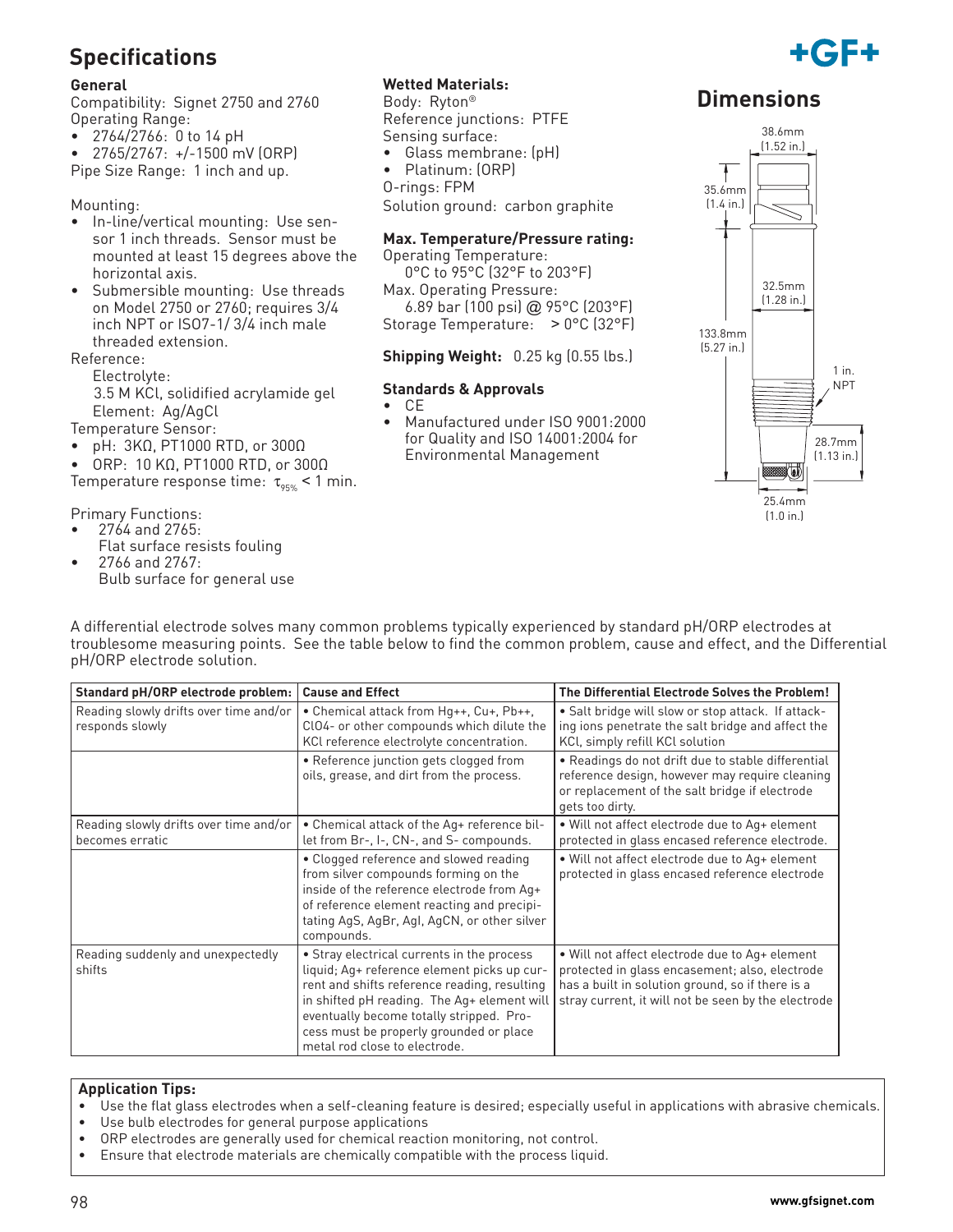## Specifications

### General

Compatibility: Signet 2750 and 2760

Operating Range:

- 2764/2766: 0 to 14 pH
- 2765/2767: +/-1500 mV (ORP)

Pipe Size Range: 1 inch and up.

Mounting:

- In-line/vertical mounting: Use sensor 1 inch threads. Sensor must be mounted at least 15 degrees above the horizontal axis.
- Submersible mounting: Use threads on Model 2750 or 2760; requires 3/4 inch NPT or ISO7-1/ 3/4 inch male threaded extension.

Reference:

Electrolyte:
3.5 M KCl, solidified acrylamide gel
Element: Ag/AgCl

Temperature Sensor:

- pH: 3KΩ, PT1000 RTD, or 300Ω
- ORP: 10 KΩ, PT1000 RTD, or 300Ω

Temperature response time: $\tau_{95\%}$ < 1 min.

Primary Functions:

- 2764 and 2765:
  Flat surface resists fouling
- 2766 and 2767:
  Bulb surface for general use

### Wetted Materials:

Body: Ryton®

Reference junctions: PTFE

Sensing surface:

- Glass membrane: (pH)
- Platinum: (ORP)

O-rings: FPM

Solution ground: carbon graphite

### Max. Temperature/Pressure rating:

Operating Temperature:
0°C to 95°C (32°F to 203°F)

Max. Operating Pressure:
6.89 bar (100 psi) @ 95°C (203°F)

Storage Temperature: > 0°C (32°F)

**Shipping Weight:** 0.25 kg (0.55 lbs.)

### Standards & Approvals

- CE
- Manufactured under ISO 9001:2000 for Quality and ISO 14001:2004 for Environmental Management

## Dimensions

38.6mm (1.52 in.)

35.6mm (1.4 in.)

32.5mm (1.28 in.)

133.8mm (5.27 in.)

1 in. NPT

28.7mm (1.13 in.)

25.4mm (1.0 in.)

A differential electrode solves many common problems typically experienced by standard pH/ORP electrodes at troublesome measuring points. See the table below to find the common problem, cause and effect, and the Differential pH/ORP electrode solution.

| Standard pH/ORP electrode problem: | Cause and Effect | The Differential Electrode Solves the Problem! |
|---|---|---|
| Reading slowly drifts over time and/or responds slowly | • Chemical attack from Hg++, Cu+, Pb++, ClO4- or other compounds which dilute the KCl reference electrolyte concentration. | • Salt bridge will slow or stop attack. If attacking ions penetrate the salt bridge and affect the KCl, simply refill KCl solution |
| | • Reference junction gets clogged from oils, grease, and dirt from the process. | • Readings do not drift due to stable differential reference design, however may require cleaning or replacement of the salt bridge if electrode gets too dirty. |
| Reading slowly drifts over time and/or becomes erratic | • Chemical attack of the Ag+ reference billet from Br-, I-, CN-, and S- compounds. | • Will not affect electrode due to Ag+ element protected in glass encased reference electrode. |
| | • Clogged reference and slowed reading from silver compounds forming on the inside of the reference electrode from Ag+ of reference element reacting and precipitating AgS, AgBr, AgI, AgCN, or other silver compounds. | • Will not affect electrode due to Ag+ element protected in glass encased reference electrode |
| Reading suddenly and unexpectedly shifts | • Stray electrical currents in the process liquid; Ag+ reference element picks up current and shifts reference reading, resulting in shifted pH reading. The Ag+ element will eventually become totally stripped. Process must be properly grounded or place metal rod close to electrode. | • Will not affect electrode due to Ag+ element protected in glass encasement; also, electrode has a built in solution ground, so if there is a stray current, it will not be seen by the electrode |

**Application Tips:**

- Use the flat glass electrodes when a self-cleaning feature is desired; especially useful in applications with abrasive chemicals.
- Use bulb electrodes for general purpose applications
- ORP electrodes are generally used for chemical reaction monitoring, not control.
- Ensure that electrode materials are chemically compatible with the process liquid.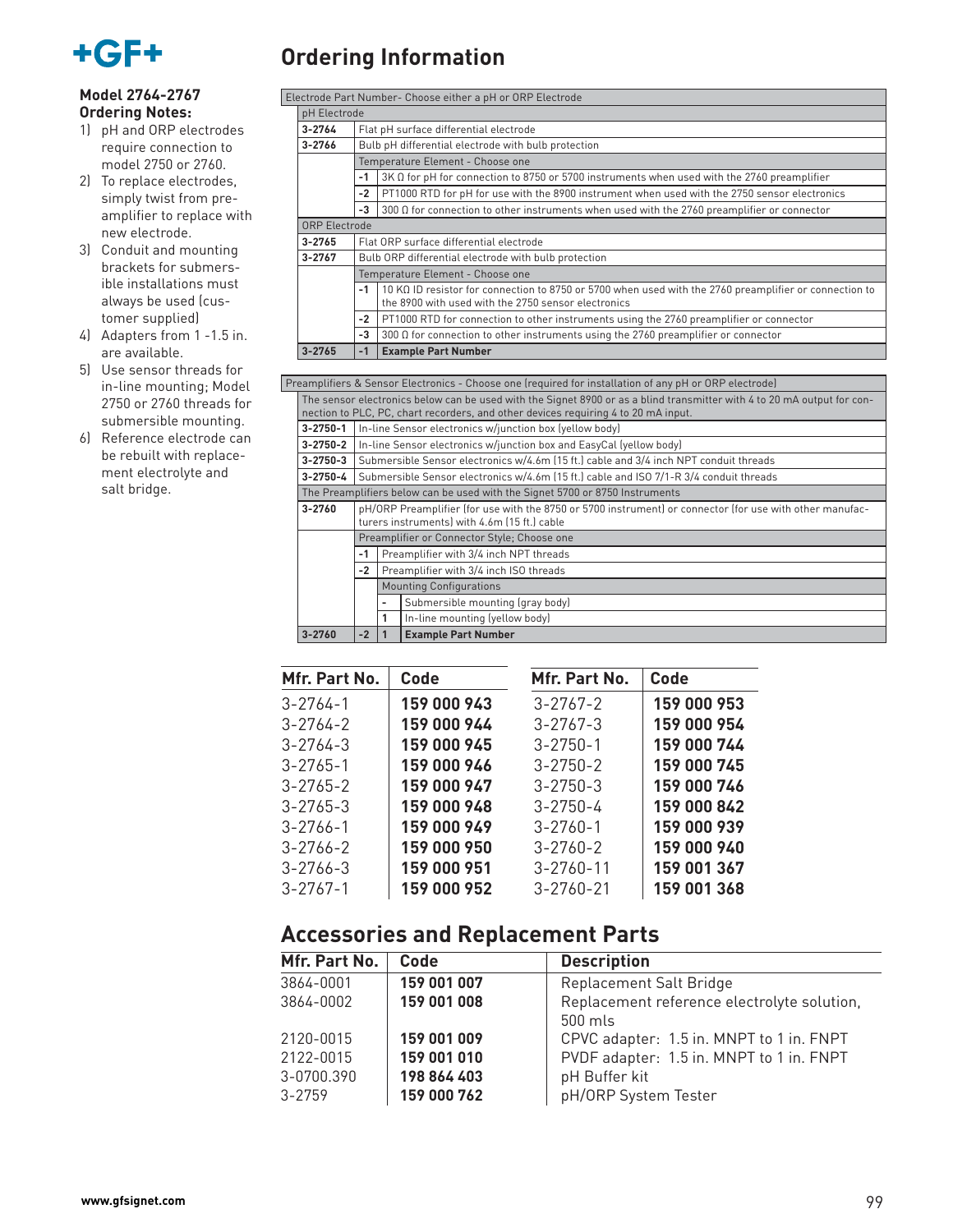# Ordering Information

**Model 2764-2767 Ordering Notes:**

1) pH and ORP electrodes require connection to model 2750 or 2760.
2) To replace electrodes, simply twist from pre-amplifier to replace with new electrode.
3) Conduit and mounting brackets for submersible installations must always be used (customer supplied)
4) Adapters from 1 -1.5 in. are available.
5) Use sensor threads for in-line mounting; Model 2750 or 2760 threads for submersible mounting.
6) Reference electrode can be rebuilt with replacement electrolyte and salt bridge.

| Electrode Part Number- Choose either a pH or ORP Electrode | | |
|---|---|---|
| **pH Electrode** | | |
| **3-2764** | Flat pH surface differential electrode | |
| **3-2766** | Bulb pH differential electrode with bulb protection | |
| | Temperature Element - Choose one | |
| | **-1** | 3K Ω for pH for connection to 8750 or 5700 instruments when used with the 2760 preamplifier |
| | **-2** | PT1000 RTD for pH for use with the 8900 instrument when used with the 2750 sensor electronics |
| | **-3** | 300 Ω for connection to other instruments when used with the 2760 preamplifier or connector |
| **ORP Electrode** | | |
| **3-2765** | Flat ORP surface differential electrode | |
| **3-2767** | Bulb ORP differential electrode with bulb protection | |
| | Temperature Element - Choose one | |
| | **-1** | 10 KΩ ID resistor for connection to 8750 or 5700 when used with the 2760 preamplifier or connection to the 8900 with used with the 2750 sensor electronics |
| | **-2** | PT1000 RTD for connection to other instruments using the 2760 preamplifier or connector |
| | **-3** | 300 Ω for connection to other instruments using the 2760 preamplifier or connector |
| **3-2765** | **-1** | **Example Part Number** |

| Preamplifiers & Sensor Electronics - Choose one (required for installation of any pH or ORP electrode) | | | |
|---|---|---|---|
| The sensor electronics below can be used with the Signet 8900 or as a blind transmitter with 4 to 20 mA output for connection to PLC, PC, chart recorders, and other devices requiring 4 to 20 mA input. | | | |
| **3-2750-1** | In-line Sensor electronics w/junction box (yellow body) | | |
| **3-2750-2** | In-line Sensor electronics w/junction box and EasyCal (yellow body) | | |
| **3-2750-3** | Submersible Sensor electronics w/4.6m (15 ft.) cable and 3/4 inch NPT conduit threads | | |
| **3-2750-4** | Submersible Sensor electronics w/4.6m (15 ft.) cable and ISO 7/1-R 3/4 conduit threads | | |
| The Preamplifiers below can be used with the Signet 5700 or 8750 Instruments | | | |
| **3-2760** | pH/ORP Preamplifier (for use with the 8750 or 5700 instrument) or connector (for use with other manufacturers instruments) with 4.6m (15 ft.) cable | | |
| | Preamplifier or Connector Style; Choose one | | |
| | **-1** | Preamplifier with 3/4 inch NPT threads | |
| | **-2** | Preamplifier with 3/4 inch ISO threads | |
| | | Mounting Configurations | |
| | | **-** | Submersible mounting (gray body) |
| | | **1** | In-line mounting (yellow body) |
| **3-2760** | **-2** | **1** | **Example Part Number** |

| Mfr. Part No. | Code | Mfr. Part No. | Code |
|---|---|---|---|
| 3-2764-1 | **159 000 943** | 3-2767-2 | **159 000 953** |
| 3-2764-2 | **159 000 944** | 3-2767-3 | **159 000 954** |
| 3-2764-3 | **159 000 945** | 3-2750-1 | **159 000 744** |
| 3-2765-1 | **159 000 946** | 3-2750-2 | **159 000 745** |
| 3-2765-2 | **159 000 947** | 3-2750-3 | **159 000 746** |
| 3-2765-3 | **159 000 948** | 3-2750-4 | **159 000 842** |
| 3-2766-1 | **159 000 949** | 3-2760-1 | **159 000 939** |
| 3-2766-2 | **159 000 950** | 3-2760-2 | **159 000 940** |
| 3-2766-3 | **159 000 951** | 3-2760-11 | **159 001 367** |
| 3-2767-1 | **159 000 952** | 3-2760-21 | **159 001 368** |

## Accessories and Replacement Parts

| Mfr. Part No. | Code | Description |
|---|---|---|
| 3864-0001 | **159 001 007** | Replacement Salt Bridge |
| 3864-0002 | **159 001 008** | Replacement reference electrolyte solution, 500 mls |
| 2120-0015 | **159 001 009** | CPVC adapter: 1.5 in. MNPT to 1 in. FNPT |
| 2122-0015 | **159 001 010** | PVDF adapter: 1.5 in. MNPT to 1 in. FNPT |
| 3-0700.390 | **198 864 403** | pH Buffer kit |
| 3-2759 | **159 000 762** | pH/ORP System Tester |

www.gfsignet.com